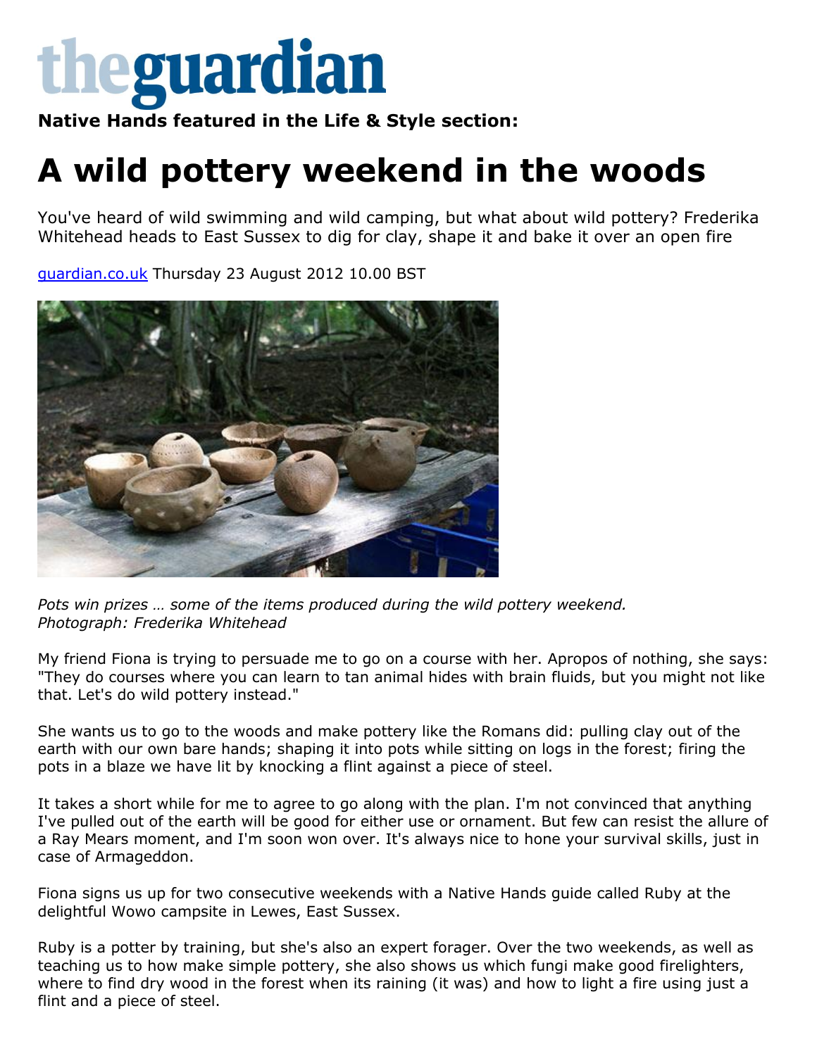# theguardian

**Native Hands featured in the Life & Style section:**

# A wild pottery weekend in the woods

You've heard of wild swimming and wild camping, but what about wild pottery? Frederika Whitehead heads to East Sussex to dig for clay, shape it and bake it over an open fire

guardian.co.uk Thursday 23 August 2012 10.00 BST

*Pots win prizes … some of the items produced during the wild pottery weekend. Photograph: Frederika Whitehead*

My friend Fiona is trying to persuade me to go on a course with her. Apropos of nothing, she says: "They do courses where you can learn to tan animal hides with brain fluids, but you might not like that. Let's do wild pottery instead."

She wants us to go to the woods and make pottery like the Romans did: pulling clay out of the earth with our own bare hands; shaping it into pots while sitting on logs in the forest; firing the pots in a blaze we have lit by knocking a flint against a piece of steel.

It takes a short while for me to agree to go along with the plan. I'm not convinced that anything I've pulled out of the earth will be good for either use or ornament. But few can resist the allure of a Ray Mears moment, and I'm soon won over. It's always nice to hone your survival skills, just in case of Armageddon.

Fiona signs us up for two consecutive weekends with a Native Hands guide called Ruby at the delightful Wowo campsite in Lewes, East Sussex.

Ruby is a potter by training, but she's also an expert forager. Over the two weekends, as well as teaching us to how make simple pottery, she also shows us which fungi make good firelighters, where to find dry wood in the forest when its raining (it was) and how to light a fire using just a flint and a piece of steel.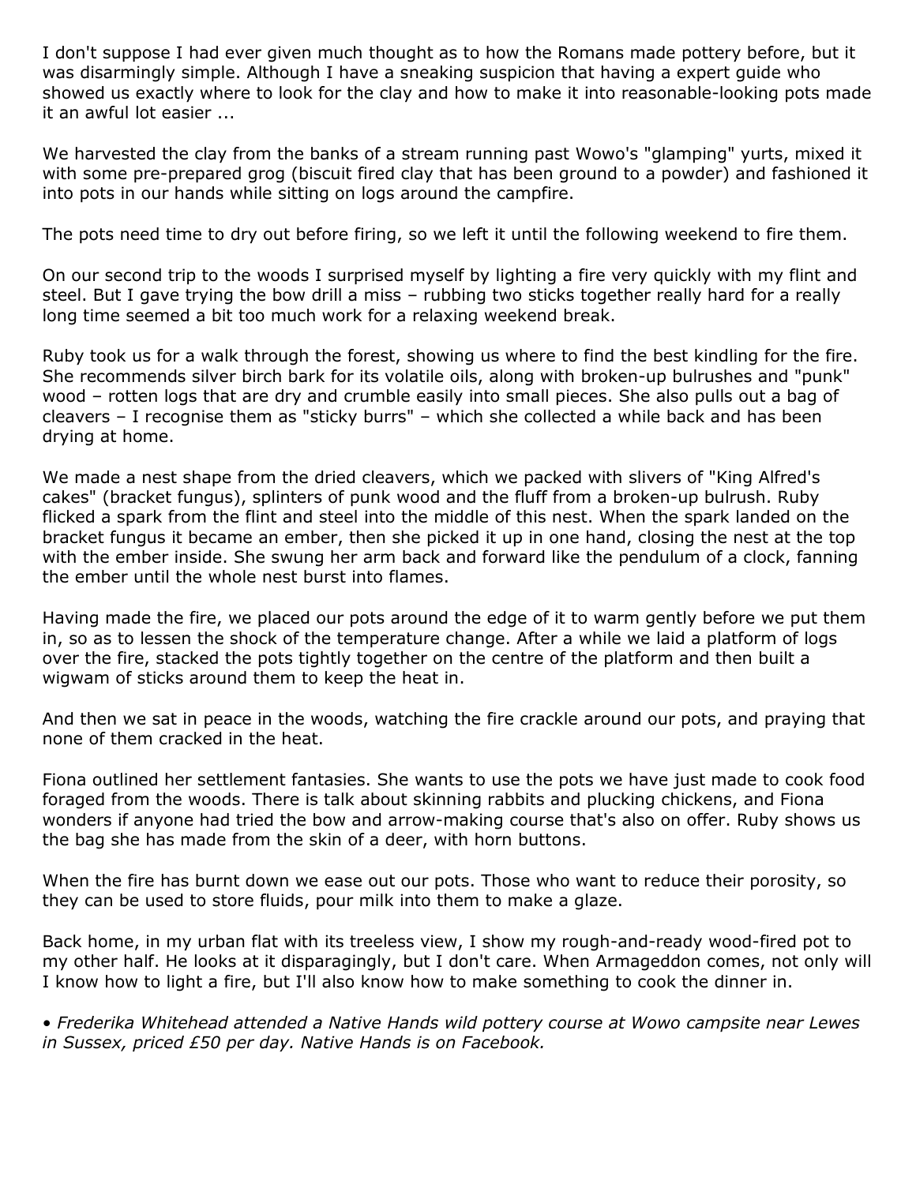I don't suppose I had ever given much thought as to how the Romans made pottery before, but it was disarmingly simple. Although I have a sneaking suspicion that having a expert guide who showed us exactly where to look for the clay and how to make it into reasonable-looking pots made it an awful lot easier ...

We harvested the clay from the banks of a stream running past Wowo's "glamping" yurts, mixed it with some pre-prepared grog (biscuit fired clay that has been ground to a powder) and fashioned it into pots in our hands while sitting on logs around the campfire.

The pots need time to dry out before firing, so we left it until the following weekend to fire them.

On our second trip to the woods I surprised myself by lighting a fire very quickly with my flint and steel. But I gave trying the bow drill a miss – rubbing two sticks together really hard for a really long time seemed a bit too much work for a relaxing weekend break.

Ruby took us for a walk through the forest, showing us where to find the best kindling for the fire. She recommends silver birch bark for its volatile oils, along with broken-up bulrushes and "punk" wood – rotten logs that are dry and crumble easily into small pieces. She also pulls out a bag of cleavers – I recognise them as "sticky burrs" – which she collected a while back and has been drying at home.

We made a nest shape from the dried cleavers, which we packed with slivers of "King Alfred's cakes" (bracket fungus), splinters of punk wood and the fluff from a broken-up bulrush. Ruby flicked a spark from the flint and steel into the middle of this nest. When the spark landed on the bracket fungus it became an ember, then she picked it up in one hand, closing the nest at the top with the ember inside. She swung her arm back and forward like the pendulum of a clock, fanning the ember until the whole nest burst into flames.

Having made the fire, we placed our pots around the edge of it to warm gently before we put them in, so as to lessen the shock of the temperature change. After a while we laid a platform of logs over the fire, stacked the pots tightly together on the centre of the platform and then built a wigwam of sticks around them to keep the heat in.

And then we sat in peace in the woods, watching the fire crackle around our pots, and praying that none of them cracked in the heat.

Fiona outlined her settlement fantasies. She wants to use the pots we have just made to cook food foraged from the woods. There is talk about skinning rabbits and plucking chickens, and Fiona wonders if anyone had tried the bow and arrow-making course that's also on offer. Ruby shows us the bag she has made from the skin of a deer, with horn buttons.

When the fire has burnt down we ease out our pots. Those who want to reduce their porosity, so they can be used to store fluids, pour milk into them to make a glaze.

Back home, in my urban flat with its treeless view, I show my rough-and-ready wood-fired pot to my other half. He looks at it disparagingly, but I don't care. When Armageddon comes, not only will I know how to light a fire, but I'll also know how to make something to cook the dinner in.

• *Frederika Whitehead attended a Native Hands wild pottery course at Wowo campsite near Lewes in Sussex, priced £50 per day. Native Hands is on Facebook.*